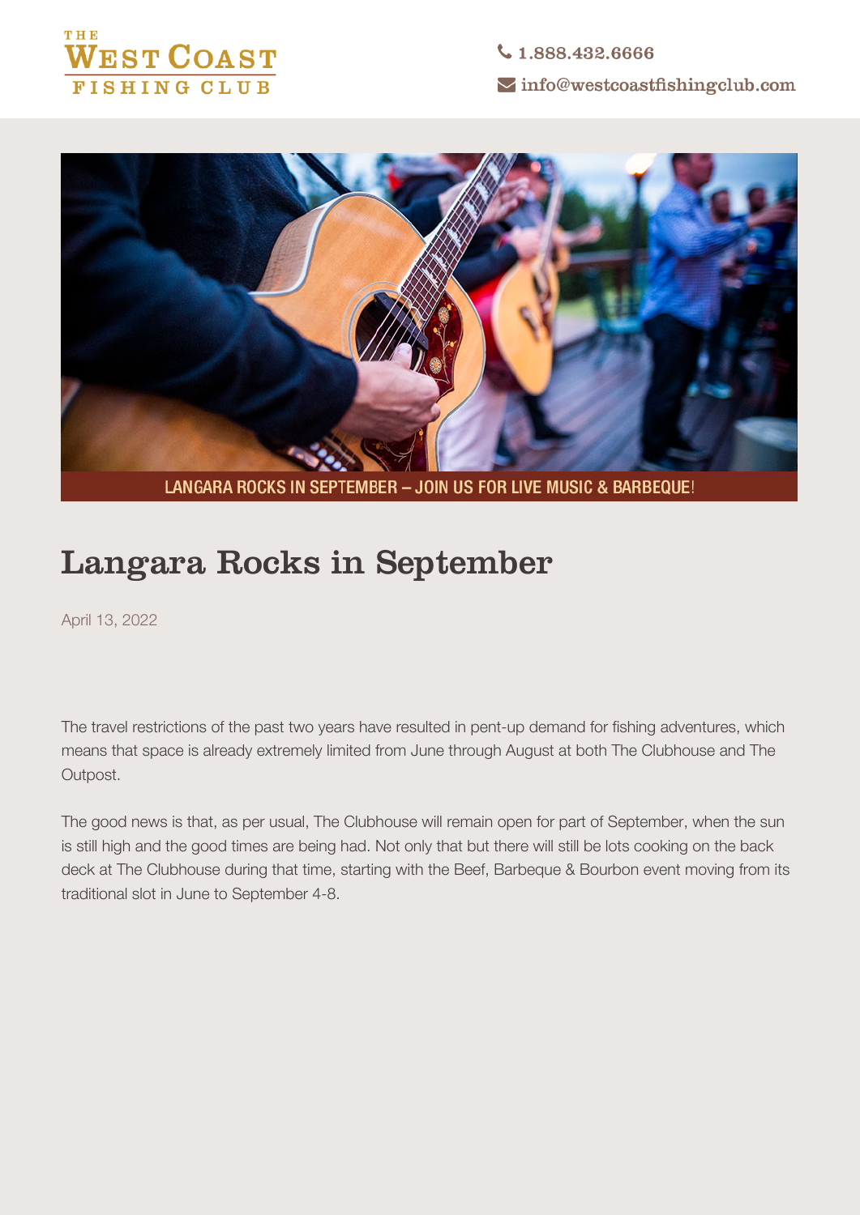THE WEST COAST FISHING CLUB

1.888.432.6666

info@westcoastfishingclub.com

LANGARA ROCKS IN SEPTEMBER – JOIN US FOR LIVE MUSIC & BARBEQUE!

# Langara Rocks in September

April 13, 2022

The travel restrictions of the past two years have resulted in pent-up demand for fishing adventures, which means that space is already extremely limited from June through August at both The Clubhouse and The Outpost.

The good news is that, as per usual, The Clubhouse will remain open for part of September, when the sun is still high and the good times are being had. Not only that but there will still be lots cooking on the back deck at The Clubhouse during that time, starting with the Beef, Barbeque & Bourbon event moving from its traditional slot in June to September 4-8.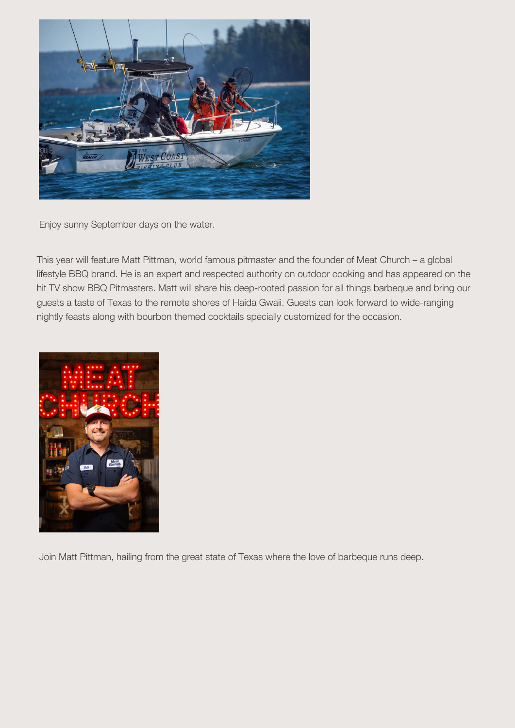Enjoy sunny September days on the water.

This year will feature Matt Pittman, world famous pitmaster and the founder of Meat Church – a global lifestyle BBQ brand. He is an expert and respected authority on outdoor cooking and has appeared on the hit TV show BBQ Pitmasters. Matt will share his deep-rooted passion for all things barbeque and bring our guests a taste of Texas to the remote shores of Haida Gwaii. Guests can look forward to wide-ranging nightly feasts along with bourbon themed cocktails specially customized for the occasion.

Join Matt Pittman, hailing from the great state of Texas where the love of barbeque runs deep.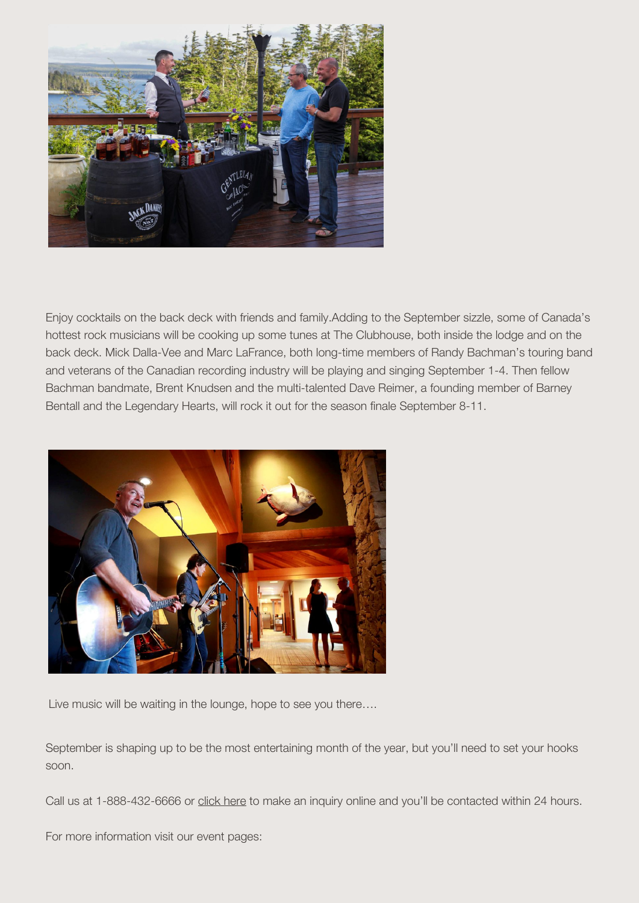Enjoy cocktails on the back deck with friends and family.Adding to the September sizzle, some of Canada's hottest rock musicians will be cooking up some tunes at The Clubhouse, both inside the lodge and on the back deck. Mick Dalla-Vee and Marc LaFrance, both long-time members of Randy Bachman's touring band and veterans of the Canadian recording industry will be playing and singing September 1-4. Then fellow Bachman bandmate, Brent Knudsen and the multi-talented Dave Reimer, a founding member of Barney Bentall and the Legendary Hearts, will rock it out for the season finale September 8-11.

Live music will be waiting in the lounge, hope to see you there….

September is shaping up to be the most entertaining month of the year, but you'll need to set your hooks soon.

Call us at 1-888-432-6666 or click here to make an inquiry online and you'll be contacted within 24 hours.

For more information visit our event pages: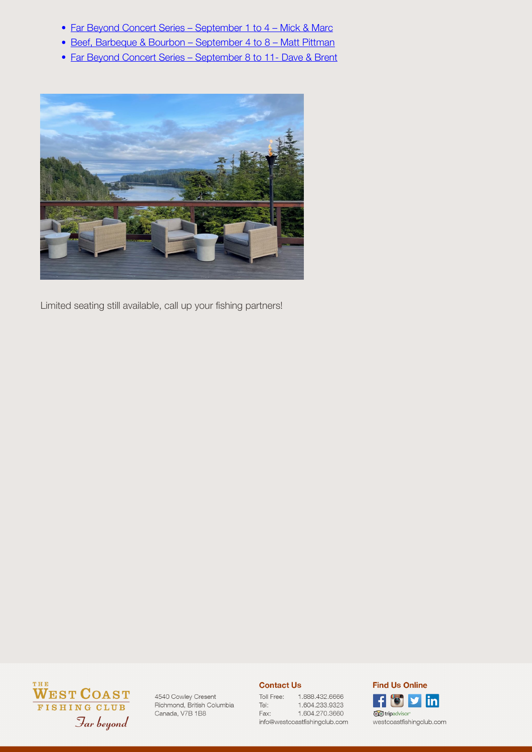- Far Beyond Concert Series – September 1 to 4 – Mick & Marc
- Beef, Barbeque & Bourbon – September 4 to 8 – Matt Pittman
- Far Beyond Concert Series – September 8 to 11- Dave & Brent

Limited seating still available, call up your fishing partners!

THE WEST COAST FISHING CLUB
Far beyond

4540 Cowley Cresent
Richmond, British Columbia
Canada, V7B 1B8

**Contact Us**

Toll Free: 1.888.432.6666
Tel: 1.604.233.9323
Fax: 1.604.270.3660
info@westcoastfishingclub.com

**Find Us Online**

tripadvisor
westcoastfishingclub.com